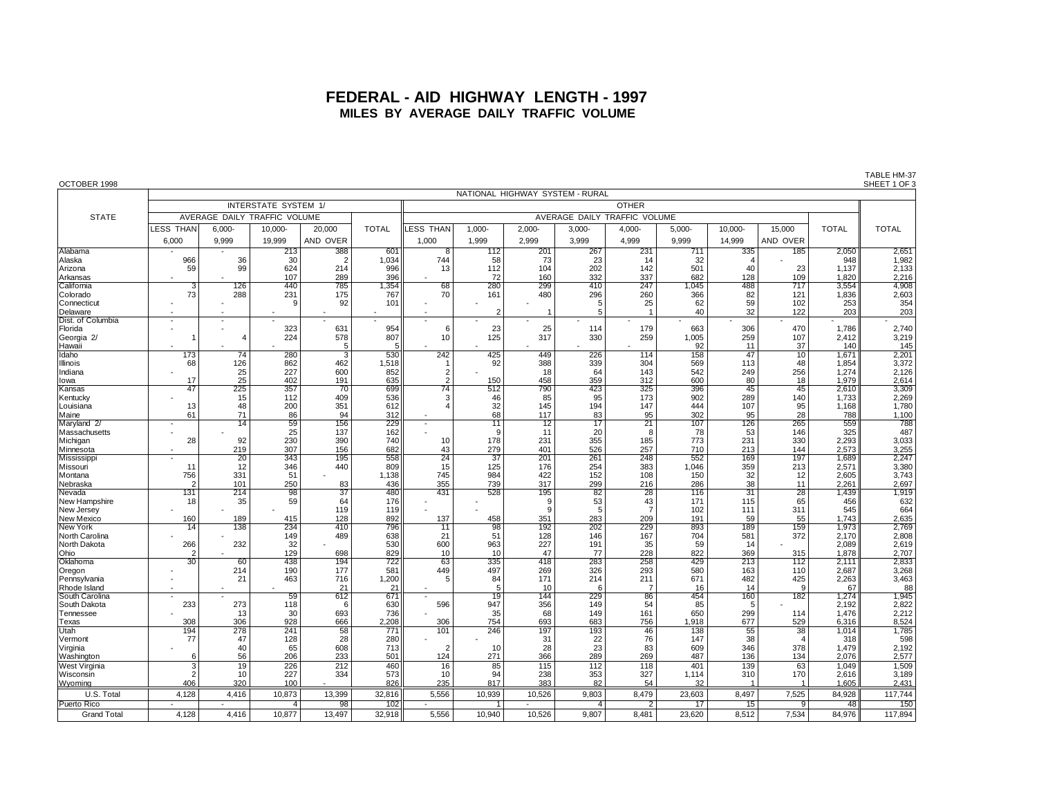# FEDERAL - AID HIGHWAY LENGTH - 1997

## MILES BY AVERAGE DAILY TRAFFIC VOLUME

OCTOBER 1998

TABLE HM-37
SHEET 1 OF 3

| STATE | NATIONAL HIGHWAY SYSTEM - RURAL | | | | | | | | | | | | | | |
|---|---|---|---|---|---|---|---|---|---|---|---|---|---|---|---|
| | INTERSTATE SYSTEM 1/ | | | | | OTHER | | | | | | | | | TOTAL |
| | AVERAGE DAILY TRAFFIC VOLUME | | | | TOTAL | AVERAGE DAILY TRAFFIC VOLUME | | | | | | | | TOTAL | |
| | LESS THAN 6,000 | 6,000-9,999 | 10,000-19,999 | 20,000 AND OVER | | LESS THAN 1,000 | 1,000-1,999 | 2,000-2,999 | 3,000-3,999 | 4,000-4,999 | 5,000-9,999 | 10,000-14,999 | 15,000 AND OVER | | |
| Alabama | - | - | 213 | 388 | 601 | 8 | 112 | 201 | 267 | 231 | 711 | 335 | 185 | 2,050 | 2,651 |
| Alaska | 966 | 36 | 30 | 2 | 1,034 | 744 | 58 | 73 | 23 | 14 | 32 | 4 | - | 948 | 1,982 |
| Arizona | 59 | 99 | 624 | 214 | 996 | 13 | 112 | 104 | 202 | 142 | 501 | 40 | 23 | 1,137 | 2,133 |
| Arkansas | - | - | 107 | 289 | 396 | - | 72 | 160 | 332 | 337 | 682 | 128 | 109 | 1,820 | 2,216 |
| California | 3 | 126 | 440 | 785 | 1,354 | 68 | 280 | 299 | 410 | 247 | 1,045 | 488 | 717 | 3,554 | 4,908 |
| Colorado | 73 | 288 | 231 | 175 | 767 | 70 | 161 | 480 | 296 | 260 | 366 | 82 | 121 | 1,836 | 2,603 |
| Connecticut | - | - | 9 | 92 | 101 | - | - | - | 5 | 25 | 62 | 59 | 102 | 253 | 354 |
| Delaware | - | - | - | - | - | - | 2 | 1 | 5 | 1 | 40 | 32 | 122 | 203 | 203 |
| Dist. of Columbia | - | - | - | - | - | - | - | - | - | - | - | - | - | - | - |
| Florida | - | - | 323 | 631 | 954 | 6 | 23 | 25 | 114 | 179 | 663 | 306 | 470 | 1,786 | 2,740 |
| Georgia 2/ | 1 | 4 | 224 | 578 | 807 | 10 | 125 | 317 | 330 | 259 | 1,005 | 259 | 107 | 2,412 | 3,219 |
| Hawaii | - | - | - | 5 | 5 | - | - | - | - | - | 92 | 11 | 37 | 140 | 145 |
| Idaho | 173 | 74 | 280 | 3 | 530 | 242 | 425 | 449 | 226 | 114 | 158 | 47 | 10 | 1,671 | 2,201 |
| Illinois | 68 | 126 | 862 | 462 | 1,518 | 1 | 92 | 388 | 339 | 304 | 569 | 113 | 48 | 1,854 | 3,372 |
| Indiana | - | 25 | 227 | 600 | 852 | 2 | - | 18 | 64 | 143 | 542 | 249 | 256 | 1,274 | 2,126 |
| Iowa | 17 | 25 | 402 | 191 | 635 | 2 | 150 | 458 | 359 | 312 | 600 | 80 | 18 | 1,979 | 2,614 |
| Kansas | 47 | 225 | 357 | 70 | 699 | 74 | 512 | 790 | 423 | 325 | 396 | 45 | 45 | 2,610 | 3,309 |
| Kentucky | - | 15 | 112 | 409 | 536 | 3 | 46 | 85 | 95 | 173 | 902 | 289 | 140 | 1,733 | 2,269 |
| Louisiana | 13 | 48 | 200 | 351 | 612 | 4 | 32 | 145 | 194 | 147 | 444 | 107 | 95 | 1,168 | 1,780 |
| Maine | 61 | 71 | 86 | 94 | 312 | - | 68 | 117 | 83 | 95 | 302 | 95 | 28 | 788 | 1,100 |
| Maryland 2/ | - | 14 | 59 | 156 | 229 | - | 11 | 12 | 17 | 21 | 107 | 126 | 265 | 559 | 788 |
| Massachusetts | - | - | 25 | 137 | 162 | - | 9 | 11 | 20 | 8 | 78 | 53 | 146 | 325 | 487 |
| Michigan | 28 | 92 | 230 | 390 | 740 | 10 | 178 | 231 | 355 | 185 | 773 | 231 | 330 | 2,293 | 3,033 |
| Minnesota | - | 219 | 307 | 156 | 682 | 43 | 279 | 401 | 526 | 257 | 710 | 213 | 144 | 2,573 | 3,255 |
| Mississippi | - | 20 | 343 | 195 | 558 | 24 | 37 | 201 | 261 | 248 | 552 | 169 | 197 | 1,689 | 2,247 |
| Missouri | 11 | 12 | 346 | 440 | 809 | 15 | 125 | 176 | 254 | 383 | 1,046 | 359 | 213 | 2,571 | 3,380 |
| Montana | 756 | 331 | 51 | - | 1,138 | 745 | 984 | 422 | 152 | 108 | 150 | 32 | 12 | 2,605 | 3,743 |
| Nebraska | 2 | 101 | 250 | 83 | 436 | 355 | 739 | 317 | 299 | 216 | 286 | 38 | 11 | 2,261 | 2,697 |
| Nevada | 131 | 214 | 98 | 37 | 480 | 431 | 528 | 195 | 82 | 28 | 116 | 31 | 28 | 1,439 | 1,919 |
| New Hampshire | 18 | 35 | 59 | 64 | 176 | - | - | 9 | 53 | 43 | 171 | 115 | 65 | 456 | 632 |
| New Jersey | - | - | - | 119 | 119 | - | - | 9 | 5 | 7 | 102 | 111 | 311 | 545 | 664 |
| New Mexico | 160 | 189 | 415 | 128 | 892 | 137 | 458 | 351 | 283 | 209 | 191 | 59 | 55 | 1,743 | 2,635 |
| New York | 14 | 138 | 234 | 410 | 796 | 11 | 98 | 192 | 202 | 229 | 893 | 189 | 159 | 1,973 | 2,769 |
| North Carolina | - | - | 149 | 489 | 638 | 21 | 51 | 128 | 146 | 167 | 704 | 581 | 372 | 2,170 | 2,808 |
| North Dakota | 266 | 232 | 32 | - | 530 | 600 | 963 | 227 | 191 | 35 | 59 | 14 | - | 2,089 | 2,619 |
| Ohio | 2 | - | 129 | 698 | 829 | 10 | 10 | 47 | 77 | 228 | 822 | 369 | 315 | 1,878 | 2,707 |
| Oklahoma | 30 | 60 | 438 | 194 | 722 | 63 | 335 | 418 | 283 | 258 | 429 | 213 | 112 | 2,111 | 2,833 |
| Oregon | - | 214 | 190 | 177 | 581 | 449 | 497 | 269 | 326 | 293 | 580 | 163 | 110 | 2,687 | 3,268 |
| Pennsylvania | - | 21 | 463 | 716 | 1,200 | 5 | 84 | 171 | 214 | 211 | 671 | 482 | 425 | 2,263 | 3,463 |
| Rhode Island | - | - | - | 21 | 21 | - | 5 | 10 | 6 | 7 | 16 | 14 | 9 | 67 | 88 |
| South Carolina | - | - | 59 | 612 | 671 | - | 19 | 144 | 229 | 86 | 454 | 160 | 182 | 1,274 | 1,945 |
| South Dakota | 233 | 273 | 118 | 6 | 630 | 596 | 947 | 356 | 149 | 54 | 85 | 5 | - | 2,192 | 2,822 |
| Tennessee | - | 13 | 30 | 693 | 736 | - | 35 | 68 | 149 | 161 | 650 | 299 | 114 | 1,476 | 2,212 |
| Texas | 308 | 306 | 928 | 666 | 2,208 | 306 | 754 | 693 | 683 | 756 | 1,918 | 677 | 529 | 6,316 | 8,524 |
| Utah | 194 | 278 | 241 | 58 | 771 | 101 | 246 | 197 | 193 | 46 | 138 | 55 | 38 | 1,014 | 1,785 |
| Vermont | 77 | 47 | 128 | 28 | 280 | - | - | 31 | 22 | 76 | 147 | 38 | 4 | 318 | 598 |
| Virginia | - | 40 | 65 | 608 | 713 | 2 | 10 | 28 | 23 | 83 | 609 | 346 | 378 | 1,479 | 2,192 |
| Washington | 6 | 56 | 206 | 233 | 501 | 124 | 271 | 366 | 289 | 269 | 487 | 136 | 134 | 2,076 | 2,577 |
| West Virginia | 3 | 19 | 226 | 212 | 460 | 16 | 85 | 115 | 112 | 118 | 401 | 139 | 63 | 1,049 | 1,509 |
| Wisconsin | 2 | 10 | 227 | 334 | 573 | 10 | 94 | 238 | 353 | 327 | 1,114 | 310 | 170 | 2,616 | 3,189 |
| Wyoming | 406 | 320 | 100 | - | 826 | 235 | 817 | 383 | 82 | 54 | 32 | 1 | 1 | 1,605 | 2,431 |
| U.S. Total | 4,128 | 4,416 | 10,873 | 13,399 | 32,816 | 5,556 | 10,939 | 10,526 | 9,803 | 8,479 | 23,603 | 8,497 | 7,525 | 84,928 | 117,744 |
| Puerto Rico | - | - | 4 | 98 | 102 | - | 1 | - | 4 | 2 | 17 | 15 | 9 | 48 | 150 |
| Grand Total | 4,128 | 4,416 | 10,877 | 13,497 | 32,918 | 5,556 | 10,940 | 10,526 | 9,807 | 8,481 | 23,620 | 8,512 | 7,534 | 84,976 | 117,894 |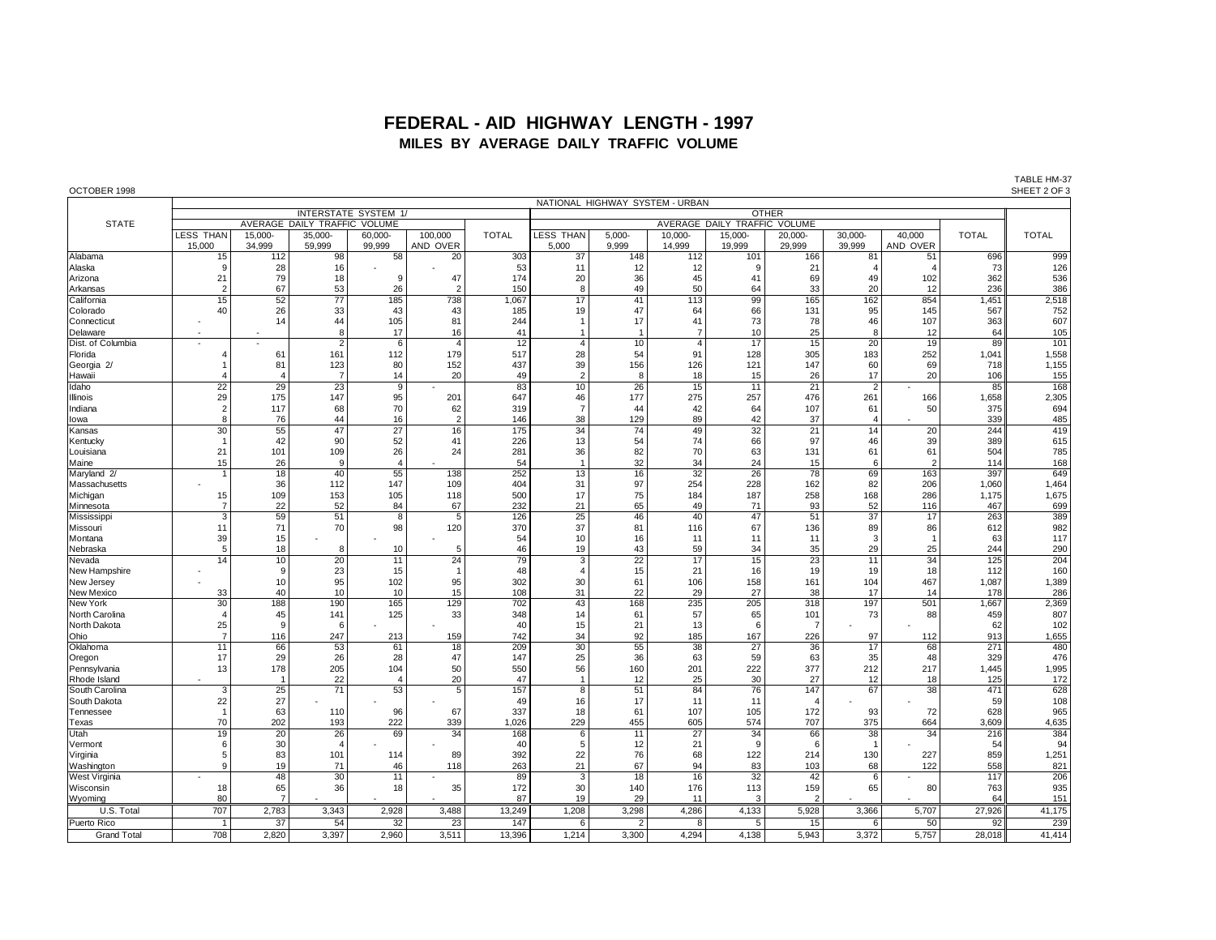# FEDERAL - AID HIGHWAY LENGTH - 1997

## MILES BY AVERAGE DAILY TRAFFIC VOLUME

OCTOBER 1998

TABLE HM-37
SHEET 2 OF 3

| STATE | NATIONAL HIGHWAY SYSTEM - URBAN | | | | | | | | | | | | | | | |
|---|---|---|---|---|---|---|---|---|---|---|---|---|---|---|---|---|
| | INTERSTATE SYSTEM 1/ | | | | | | OTHER | | | | | | | | | TOTAL |
| | AVERAGE DAILY TRAFFIC VOLUME | | | | | TOTAL | AVERAGE DAILY TRAFFIC VOLUME | | | | | | | TOTAL | | |
| | LESS THAN 15,000 | 15,000-34,999 | 35,000-59,999 | 60,000-99,999 | 100,000 AND OVER | | LESS THAN 5,000 | 5,000-9,999 | 10,000-14,999 | 15,000-19,999 | 20,000-29,999 | 30,000-39,999 | 40,000 AND OVER | | | |
| Alabama | 15 | 112 | 98 | 58 | 20 | 303 | 37 | 148 | 112 | 101 | 166 | 81 | 51 | 696 | | 999 |
| Alaska | 9 | 28 | 16 | - | - | 53 | 11 | 12 | 12 | 9 | 21 | 4 | 4 | 73 | | 126 |
| Arizona | 21 | 79 | 18 | 9 | 47 | 174 | 20 | 36 | 45 | 41 | 69 | 49 | 102 | 362 | | 536 |
| Arkansas | 2 | 67 | 53 | 26 | 2 | 150 | 8 | 49 | 50 | 64 | 33 | 20 | 12 | 236 | | 386 |
| California | 15 | 52 | 77 | 185 | 738 | 1,067 | 17 | 41 | 113 | 99 | 165 | 162 | 854 | 1,451 | | 2,518 |
| Colorado | 40 | 26 | 33 | 43 | 43 | 185 | 19 | 47 | 64 | 66 | 131 | 95 | 145 | 567 | | 752 |
| Connecticut | - | 14 | 44 | 105 | 81 | 244 | 1 | 17 | 41 | 73 | 78 | 46 | 107 | 363 | | 607 |
| Delaware | - | - | 8 | 17 | 16 | 41 | 1 | 1 | 7 | 10 | 25 | 8 | 12 | 64 | | 105 |
| Dist. of Columbia | - | - | 2 | 6 | 4 | 12 | 4 | 10 | 4 | 17 | 15 | 20 | 19 | 89 | | 101 |
| Florida | 4 | 61 | 161 | 112 | 179 | 517 | 28 | 54 | 91 | 128 | 305 | 183 | 252 | 1,041 | | 1,558 |
| Georgia 2/ | 1 | 81 | 123 | 80 | 152 | 437 | 39 | 156 | 126 | 121 | 147 | 60 | 69 | 718 | | 1,155 |
| Hawaii | 4 | 4 | 7 | 14 | 20 | 49 | 2 | 8 | 18 | 15 | 26 | 17 | 20 | 106 | | 155 |
| Idaho | 22 | 29 | 23 | 9 | - | 83 | 10 | 26 | 15 | 11 | 21 | 2 | - | 85 | | 168 |
| Illinois | 29 | 175 | 147 | 95 | 201 | 647 | 46 | 177 | 275 | 257 | 476 | 261 | 166 | 1,658 | | 2,305 |
| Indiana | 2 | 117 | 68 | 70 | 62 | 319 | 7 | 44 | 42 | 64 | 107 | 61 | 50 | 375 | | 694 |
| Iowa | 8 | 76 | 44 | 16 | 2 | 146 | 38 | 129 | 89 | 42 | 37 | 4 | - | 339 | | 485 |
| Kansas | 30 | 55 | 47 | 27 | 16 | 175 | 34 | 74 | 49 | 32 | 21 | 14 | 20 | 244 | | 419 |
| Kentucky | 1 | 42 | 90 | 52 | 41 | 226 | 13 | 54 | 74 | 66 | 97 | 46 | 39 | 389 | | 615 |
| Louisiana | 21 | 101 | 109 | 26 | 24 | 281 | 36 | 82 | 70 | 63 | 131 | 61 | 61 | 504 | | 785 |
| Maine | 15 | 26 | 9 | 4 | - | 54 | 1 | 32 | 34 | 24 | 15 | 6 | 2 | 114 | | 168 |
| Maryland 2/ | 1 | 18 | 40 | 55 | 138 | 252 | 13 | 16 | 32 | 26 | 78 | 69 | 163 | 397 | | 649 |
| Massachusetts | - | 36 | 112 | 147 | 109 | 404 | 31 | 97 | 254 | 228 | 162 | 82 | 206 | 1,060 | | 1,464 |
| Michigan | 15 | 109 | 153 | 105 | 118 | 500 | 17 | 75 | 184 | 187 | 258 | 168 | 286 | 1,175 | | 1,675 |
| Minnesota | 7 | 22 | 52 | 84 | 67 | 232 | 21 | 65 | 49 | 71 | 93 | 52 | 116 | 467 | | 699 |
| Mississippi | 3 | 59 | 51 | 8 | 5 | 126 | 25 | 46 | 40 | 47 | 51 | 37 | 17 | 263 | | 389 |
| Missouri | 11 | 71 | 70 | 98 | 120 | 370 | 37 | 81 | 116 | 67 | 136 | 89 | 86 | 612 | | 982 |
| Montana | 39 | 15 | - | - | - | 54 | 10 | 16 | 11 | 11 | 11 | 3 | 1 | 63 | | 117 |
| Nebraska | 5 | 18 | 8 | 10 | 5 | 46 | 19 | 43 | 59 | 34 | 35 | 29 | 25 | 244 | | 290 |
| Nevada | 14 | 10 | 20 | 11 | 24 | 79 | 3 | 22 | 17 | 15 | 23 | 11 | 34 | 125 | | 204 |
| New Hampshire | - | 9 | 23 | 15 | 1 | 48 | 4 | 15 | 21 | 16 | 19 | 19 | 18 | 112 | | 160 |
| New Jersey | - | 10 | 95 | 102 | 95 | 302 | 30 | 61 | 106 | 158 | 161 | 104 | 467 | 1,087 | | 1,389 |
| New Mexico | 33 | 40 | 10 | 10 | 15 | 108 | 31 | 22 | 29 | 27 | 38 | 17 | 14 | 178 | | 286 |
| New York | 30 | 188 | 190 | 165 | 129 | 702 | 43 | 168 | 235 | 205 | 318 | 197 | 501 | 1,667 | | 2,369 |
| North Carolina | 4 | 45 | 141 | 125 | 33 | 348 | 14 | 61 | 57 | 65 | 101 | 73 | 88 | 459 | | 807 |
| North Dakota | 25 | 9 | 6 | - | - | 40 | 15 | 21 | 13 | 6 | 7 | - | - | 62 | | 102 |
| Ohio | 7 | 116 | 247 | 213 | 159 | 742 | 34 | 92 | 185 | 167 | 226 | 97 | 112 | 913 | | 1,655 |
| Oklahoma | 11 | 66 | 53 | 61 | 18 | 209 | 30 | 55 | 38 | 27 | 36 | 17 | 68 | 271 | | 480 |
| Oregon | 17 | 29 | 26 | 28 | 47 | 147 | 25 | 36 | 63 | 59 | 63 | 35 | 48 | 329 | | 476 |
| Pennsylvania | 13 | 178 | 205 | 104 | 50 | 550 | 56 | 160 | 201 | 222 | 377 | 212 | 217 | 1,445 | | 1,995 |
| Rhode Island | - | 1 | 22 | 4 | 20 | 47 | 1 | 12 | 25 | 30 | 27 | 12 | 18 | 125 | | 172 |
| South Carolina | 3 | 25 | 71 | 53 | 5 | 157 | 8 | 51 | 84 | 76 | 147 | 67 | 38 | 471 | | 628 |
| South Dakota | 22 | 27 | - | - | - | 49 | 16 | 17 | 11 | 11 | 4 | - | - | 59 | | 108 |
| Tennessee | 1 | 63 | 110 | 96 | 67 | 337 | 18 | 61 | 107 | 105 | 172 | 93 | 72 | 628 | | 965 |
| Texas | 70 | 202 | 193 | 222 | 339 | 1,026 | 229 | 455 | 605 | 574 | 707 | 375 | 664 | 3,609 | | 4,635 |
| Utah | 19 | 20 | 26 | 69 | 34 | 168 | 6 | 11 | 27 | 34 | 66 | 38 | 34 | 216 | | 384 |
| Vermont | 6 | 30 | 4 | - | - | 40 | 5 | 12 | 21 | 9 | 6 | 1 | - | 54 | | 94 |
| Virginia | 5 | 83 | 101 | 114 | 89 | 392 | 22 | 76 | 68 | 122 | 214 | 130 | 227 | 859 | | 1,251 |
| Washington | 9 | 19 | 71 | 46 | 118 | 263 | 21 | 67 | 94 | 83 | 103 | 68 | 122 | 558 | | 821 |
| West Virginia | - | 48 | 30 | 11 | - | 89 | 3 | 18 | 16 | 32 | 42 | 6 | - | 117 | | 206 |
| Wisconsin | 18 | 65 | 36 | 18 | 35 | 172 | 30 | 140 | 176 | 113 | 159 | 65 | 80 | 763 | | 935 |
| Wyoming | 80 | 7 | - | - | - | 87 | 19 | 29 | 11 | 3 | 2 | - | - | 64 | | 151 |
| U.S. Total | 707 | 2,783 | 3,343 | 2,928 | 3,488 | 13,249 | 1,208 | 3,298 | 4,286 | 4,133 | 5,928 | 3,366 | 5,707 | 27,926 | | 41,175 |
| Puerto Rico | 1 | 37 | 54 | 32 | 23 | 147 | 6 | 2 | 8 | 5 | 15 | 6 | 50 | 92 | | 239 |
| Grand Total | 708 | 2,820 | 3,397 | 2,960 | 3,511 | 13,396 | 1,214 | 3,300 | 4,294 | 4,138 | 5,943 | 3,372 | 5,757 | 28,018 | | 41,414 |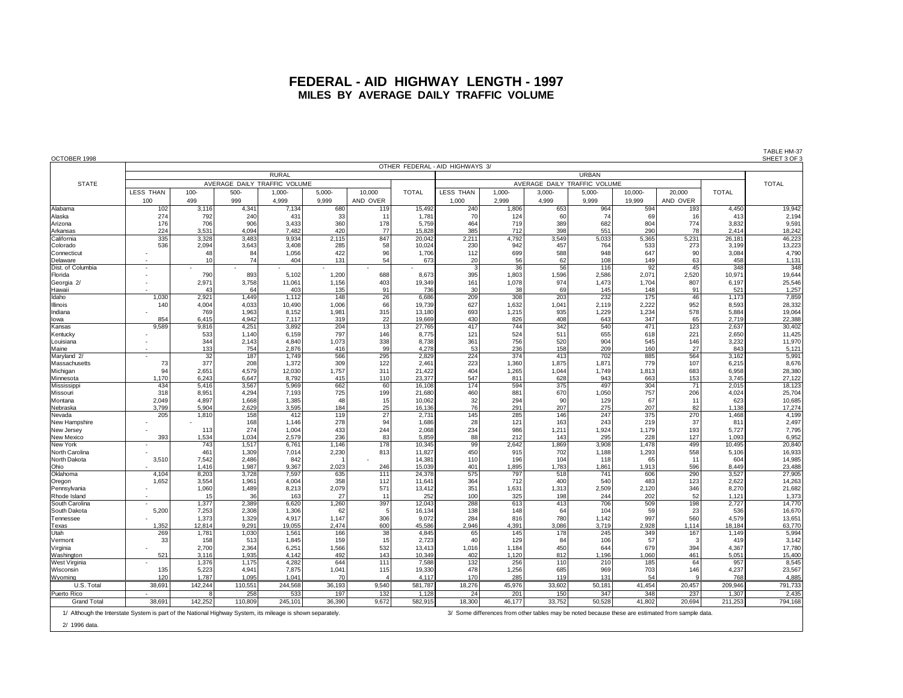# FEDERAL - AID HIGHWAY LENGTH - 1997
## MILES BY AVERAGE DAILY TRAFFIC VOLUME

OCTOBER 1998

TABLE HM-37
SHEET 3 OF 3

| STATE | OTHER FEDERAL - AID HIGHWAYS 3/ | | | | | | | | | | | | | | |
|---|---|---|---|---|---|---|---|---|---|---|---|---|---|---|---|
| | RURAL | | | | | | | URBAN | | | | | | | TOTAL |
| | AVERAGE DAILY TRAFFIC VOLUME | | | | | | TOTAL | AVERAGE DAILY TRAFFIC VOLUME | | | | | | TOTAL | |
| | LESS THAN 100 | 100-499 | 500-999 | 1,000-4,999 | 5,000-9,999 | 10,000 AND OVER | | LESS THAN 1,000 | 1,000-2,999 | 3,000-4,999 | 5,000-9,999 | 10,000-19,999 | 20,000 AND OVER | | |
| Alabama | 102 | 3,116 | 4,341 | 7,134 | 680 | 119 | 15,492 | 240 | 1,806 | 653 | 964 | 594 | 193 | 4,450 | 19,942 |
| Alaska | 274 | 792 | 240 | 431 | 33 | 11 | 1,781 | 70 | 124 | 60 | 74 | 69 | 16 | 413 | 2,194 |
| Arizona | 176 | 706 | 906 | 3,433 | 360 | 178 | 5,759 | 464 | 719 | 389 | 682 | 804 | 774 | 3,832 | 9,591 |
| Arkansas | 224 | 3,531 | 4,094 | 7,482 | 420 | 77 | 15,828 | 385 | 712 | 398 | 551 | 290 | 78 | 2,414 | 18,242 |
| California | 335 | 3,328 | 3,483 | 9,934 | 2,115 | 847 | 20,042 | 2,211 | 4,792 | 3,549 | 5,033 | 5,365 | 5,231 | 26,181 | 46,223 |
| Colorado | 536 | 2,094 | 3,643 | 3,408 | 285 | 58 | 10,024 | 230 | 942 | 457 | 764 | 533 | 273 | 3,199 | 13,223 |
| Connecticut | - | 48 | 84 | 1,056 | 422 | 96 | 1,706 | 112 | 699 | 588 | 948 | 647 | 90 | 3,084 | 4,790 |
| Delaware | - | 10 | 74 | 404 | 131 | 54 | 673 | 20 | 56 | 62 | 108 | 149 | 63 | 458 | 1,131 |
| Dist. of Columbia | - | - | - | - | - | - | - | 3 | 36 | 56 | 116 | 92 | 45 | 348 | 348 |
| Florida | - | 790 | 893 | 5,102 | 1,200 | 688 | 8,673 | 395 | 1,803 | 1,596 | 2,586 | 2,071 | 2,520 | 10,971 | 19,644 |
| Georgia 2/ | - | 2,971 | 3,758 | 11,061 | 1,156 | 403 | 19,349 | 161 | 1,078 | 974 | 1,473 | 1,704 | 807 | 6,197 | 25,546 |
| Hawaii | - | 43 | 64 | 403 | 135 | 91 | 736 | 30 | 38 | 69 | 145 | 148 | 91 | 521 | 1,257 |
| Idaho | 1,030 | 2,921 | 1,449 | 1,112 | 148 | 26 | 6,686 | 209 | 308 | 203 | 232 | 175 | 46 | 1,173 | 7,859 |
| Illinois | 140 | 4,004 | 4,033 | 10,490 | 1,006 | 66 | 19,739 | 627 | 1,632 | 1,041 | 2,119 | 2,222 | 952 | 8,593 | 28,332 |
| Indiana | - | 769 | 1,963 | 8,152 | 1,981 | 315 | 13,180 | 693 | 1,215 | 935 | 1,229 | 1,234 | 578 | 5,884 | 19,064 |
| Iowa | 854 | 6,415 | 4,942 | 7,117 | 319 | 22 | 19,669 | 430 | 826 | 408 | 643 | 347 | 65 | 2,719 | 22,388 |
| Kansas | 9,589 | 9,816 | 4,251 | 3,892 | 204 | 13 | 27,765 | 417 | 744 | 342 | 540 | 471 | 123 | 2,637 | 30,402 |
| Kentucky | - | 533 | 1,140 | 6,159 | 797 | 146 | 8,775 | 121 | 524 | 511 | 655 | 618 | 221 | 2,650 | 11,425 |
| Louisiana | - | 344 | 2,143 | 4,840 | 1,073 | 338 | 8,738 | 361 | 756 | 520 | 904 | 545 | 146 | 3,232 | 11,970 |
| Maine | - | 133 | 754 | 2,876 | 416 | 99 | 4,278 | 53 | 236 | 158 | 209 | 160 | 27 | 843 | 5,121 |
| Maryland 2/ | - | 32 | 187 | 1,749 | 566 | 295 | 2,829 | 224 | 374 | 413 | 702 | 885 | 564 | 3,162 | 5,991 |
| Massachusetts | 73 | 377 | 208 | 1,372 | 309 | 122 | 2,461 | 223 | 1,360 | 1,875 | 1,871 | 779 | 107 | 6,215 | 8,676 |
| Michigan | 94 | 2,651 | 4,579 | 12,030 | 1,757 | 311 | 21,422 | 404 | 1,265 | 1,044 | 1,749 | 1,813 | 683 | 6,958 | 28,380 |
| Minnesota | 1,170 | 6,243 | 6,647 | 8,792 | 415 | 110 | 23,377 | 547 | 811 | 628 | 943 | 663 | 153 | 3,745 | 27,122 |
| Mississippi | 434 | 5,416 | 3,567 | 5,969 | 662 | 60 | 16,108 | 174 | 594 | 375 | 497 | 304 | 71 | 2,015 | 18,123 |
| Missouri | 318 | 8,951 | 4,294 | 7,193 | 725 | 199 | 21,680 | 460 | 881 | 670 | 1,050 | 757 | 206 | 4,024 | 25,704 |
| Montana | 2,049 | 4,897 | 1,668 | 1,385 | 48 | 15 | 10,062 | 32 | 294 | 90 | 129 | 67 | 11 | 623 | 10,685 |
| Nebraska | 3,799 | 5,904 | 2,629 | 3,595 | 184 | 25 | 16,136 | 76 | 291 | 207 | 275 | 207 | 82 | 1,138 | 17,274 |
| Nevada | 205 | 1,810 | 158 | 412 | 119 | 27 | 2,731 | 145 | 285 | 146 | 247 | 375 | 270 | 1,468 | 4,199 |
| New Hampshire | - | - | 168 | 1,146 | 278 | 94 | 1,686 | 28 | 121 | 163 | 243 | 219 | 37 | 811 | 2,497 |
| New Jersey | - | 113 | 274 | 1,004 | 433 | 244 | 2,068 | 234 | 986 | 1,211 | 1,924 | 1,179 | 193 | 5,727 | 7,795 |
| New Mexico | 393 | 1,534 | 1,034 | 2,579 | 236 | 83 | 5,859 | 88 | 212 | 143 | 295 | 228 | 127 | 1,093 | 6,952 |
| New York | - | 743 | 1,517 | 6,761 | 1,146 | 178 | 10,345 | 99 | 2,642 | 1,869 | 3,908 | 1,478 | 499 | 10,495 | 20,840 |
| North Carolina | - | 461 | 1,309 | 7,014 | 2,230 | 813 | 11,827 | 450 | 915 | 702 | 1,188 | 1,293 | 558 | 5,106 | 16,933 |
| North Dakota | 3,510 | 7,542 | 2,486 | 842 | 1 | - | 14,381 | 110 | 196 | 104 | 118 | 65 | 11 | 604 | 14,985 |
| Ohio | - | 1,416 | 1,987 | 9,367 | 2,023 | 246 | 15,039 | 401 | 1,895 | 1,783 | 1,861 | 1,913 | 596 | 8,449 | 23,488 |
| Oklahoma | 4,104 | 8,203 | 3,728 | 7,597 | 635 | 111 | 24,378 | 575 | 797 | 518 | 741 | 606 | 290 | 3,527 | 27,905 |
| Oregon | 1,652 | 3,554 | 1,961 | 4,004 | 358 | 112 | 11,641 | 364 | 712 | 400 | 540 | 483 | 123 | 2,622 | 14,263 |
| Pennsylvania | - | 1,060 | 1,489 | 8,213 | 2,079 | 571 | 13,412 | 351 | 1,631 | 1,313 | 2,509 | 2,120 | 346 | 8,270 | 21,682 |
| Rhode Island | - | 15 | 36 | 163 | 27 | 11 | 252 | 100 | 325 | 198 | 244 | 202 | 52 | 1,121 | 1,373 |
| South Carolina | - | 1,377 | 2,389 | 6,620 | 1,260 | 397 | 12,043 | 288 | 613 | 413 | 706 | 509 | 198 | 2,727 | 14,770 |
| South Dakota | 5,200 | 7,253 | 2,308 | 1,306 | 62 | 5 | 16,134 | 138 | 148 | 64 | 104 | 59 | 23 | 536 | 16,670 |
| Tennessee | - | 1,373 | 1,329 | 4,917 | 1,147 | 306 | 9,072 | 284 | 816 | 780 | 1,142 | 997 | 560 | 4,579 | 13,651 |
| Texas | 1,352 | 12,814 | 9,291 | 19,055 | 2,474 | 600 | 45,586 | 2,946 | 4,391 | 3,086 | 3,719 | 2,928 | 1,114 | 18,184 | 63,770 |
| Utah | 269 | 1,781 | 1,030 | 1,561 | 166 | 38 | 4,845 | 65 | 145 | 178 | 245 | 349 | 167 | 1,149 | 5,994 |
| Vermont | 33 | 158 | 513 | 1,845 | 159 | 15 | 2,723 | 40 | 129 | 84 | 106 | 57 | 3 | 419 | 3,142 |
| Virginia | - | 2,700 | 2,364 | 6,251 | 1,566 | 532 | 13,413 | 1,016 | 1,184 | 450 | 644 | 679 | 394 | 4,367 | 17,780 |
| Washington | 521 | 3,116 | 1,935 | 4,142 | 492 | 143 | 10,349 | 402 | 1,120 | 812 | 1,196 | 1,060 | 461 | 5,051 | 15,400 |
| West Virginia | - | 1,376 | 1,175 | 4,282 | 644 | 111 | 7,588 | 132 | 256 | 110 | 210 | 185 | 64 | 957 | 8,545 |
| Wisconsin | 135 | 5,223 | 4,941 | 7,875 | 1,041 | 115 | 19,330 | 478 | 1,256 | 685 | 969 | 703 | 146 | 4,237 | 23,567 |
| Wyoming | 120 | 1,787 | 1,095 | 1,041 | 70 | 4 | 4,117 | 170 | 285 | 119 | 131 | 54 | 9 | 768 | 4,885 |
| U.S. Total | 38,691 | 142,244 | 110,551 | 244,568 | 36,193 | 9,540 | 581,787 | 18,276 | 45,976 | 33,602 | 50,181 | 41,454 | 20,457 | 209,946 | 791,733 |
| Puerto Rico | - | 8 | 258 | 533 | 197 | 132 | 1,128 | 24 | 201 | 150 | 347 | 348 | 237 | 1,307 | 2,435 |
| Grand Total | 38,691 | 142,252 | 110,809 | 245,101 | 36,390 | 9,672 | 582,915 | 18,300 | 46,177 | 33,752 | 50,528 | 41,802 | 20,694 | 211,253 | 794,168 |

1/ Although the Interstate System is part of the National Highway System, its mileage is shown separately.

2/ 1996 data.

3/ Some differences from other tables may be noted because these are estimated from sample data.